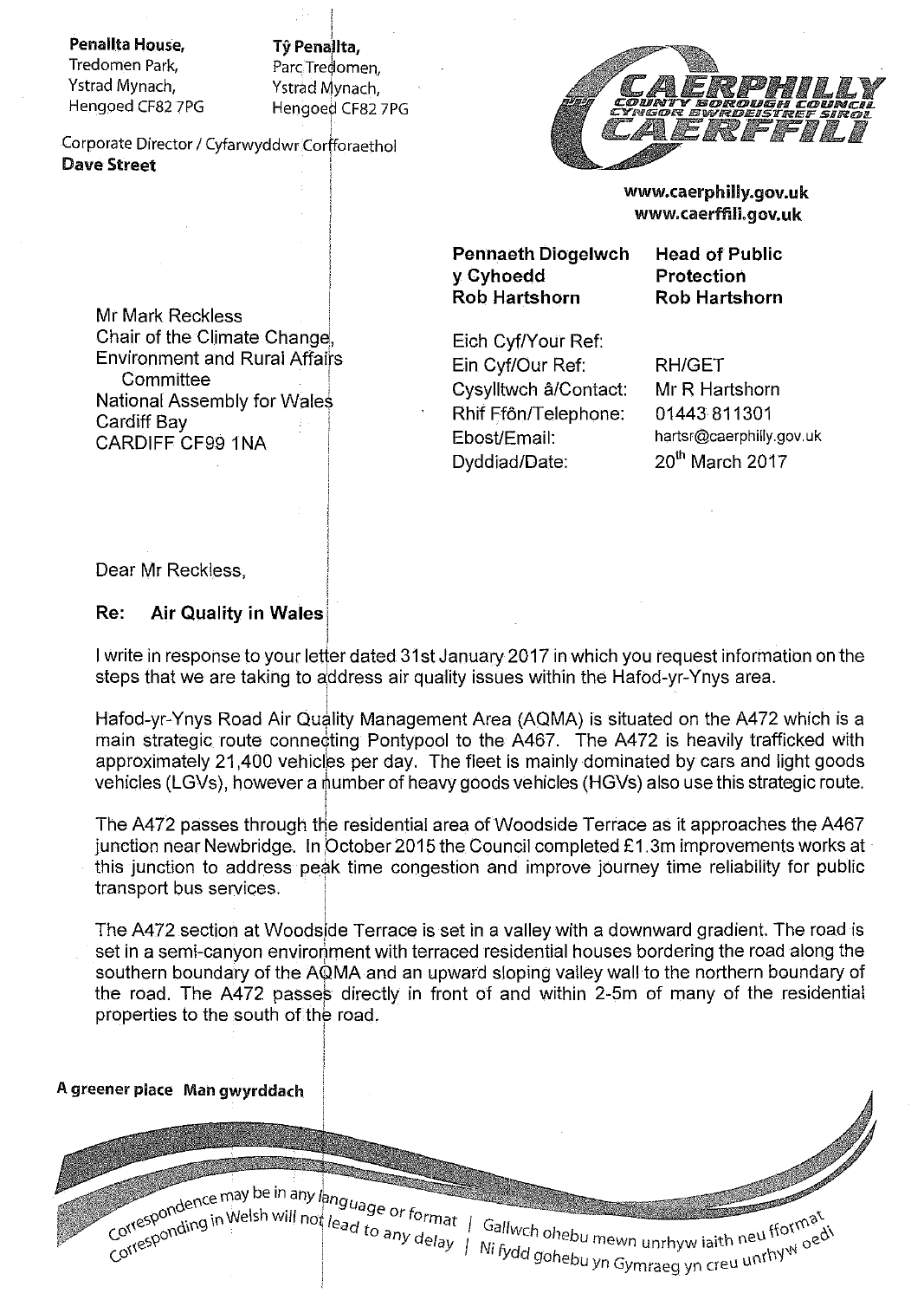**Penallta House,**
Tredomen Park,
Ystrad Mynach,
Hengoed CF82 7PG

**Tŷ Penallta,**
Parc Tredomen,
Ystrad Mynach,
Hengoed CF82 7PG

Corporate Director / Cyfarwyddwr Corfforaethol
**Dave Street**

CAERPHILLY COUNTY BOROUGH COUNCIL
CYNGOR BWRDEISTREF SIROL CAERFFILI

**www.caerphilly.gov.uk**
**www.caerffili.gov.uk**

**Pennaeth Diogelwch y Cyhoedd**
**Rob Hartshorn**

**Head of Public Protection**
**Rob Hartshorn**

Mr Mark Reckless
Chair of the Climate Change, Environment and Rural Affairs Committee
National Assembly for Wales
Cardiff Bay
CARDIFF CF99 1NA

| | |
|---|---|
| Eich Cyf/Your Ref: | |
| Ein Cyf/Our Ref: | RH/GET |
| Cysylltwch â/Contact: | Mr R Hartshorn |
| Rhif Ffôn/Telephone: | 01443 811301 |
| Ebost/Email: | hartsr@caerphilly.gov.uk |
| Dyddiad/Date: | 20th March 2017 |

Dear Mr Reckless,

**Re: Air Quality in Wales**

I write in response to your letter dated 31st January 2017 in which you request information on the steps that we are taking to address air quality issues within the Hafod-yr-Ynys area.

Hafod-yr-Ynys Road Air Quality Management Area (AQMA) is situated on the A472 which is a main strategic route connecting Pontypool to the A467. The A472 is heavily trafficked with approximately 21,400 vehicles per day. The fleet is mainly dominated by cars and light goods vehicles (LGVs), however a number of heavy goods vehicles (HGVs) also use this strategic route.

The A472 passes through the residential area of Woodside Terrace as it approaches the A467 junction near Newbridge. In October 2015 the Council completed £1.3m improvements works at this junction to address peak time congestion and improve journey time reliability for public transport bus services.

The A472 section at Woodside Terrace is set in a valley with a downward gradient. The road is set in a semi-canyon environment with terraced residential houses bordering the road along the southern boundary of the AQMA and an upward sloping valley wall to the northern boundary of the road. The A472 passes directly in front of and within 2-5m of many of the residential properties to the south of the road.

**A greener place Man gwyrddach**

Correspondence may be in any language or format | Gallwch ohebu mewn unrhyw iaith neu fformat
Corresponding in Welsh will not lead to any delay | Ni fydd gohebu yn Gymraeg yn creu unrhyw oedi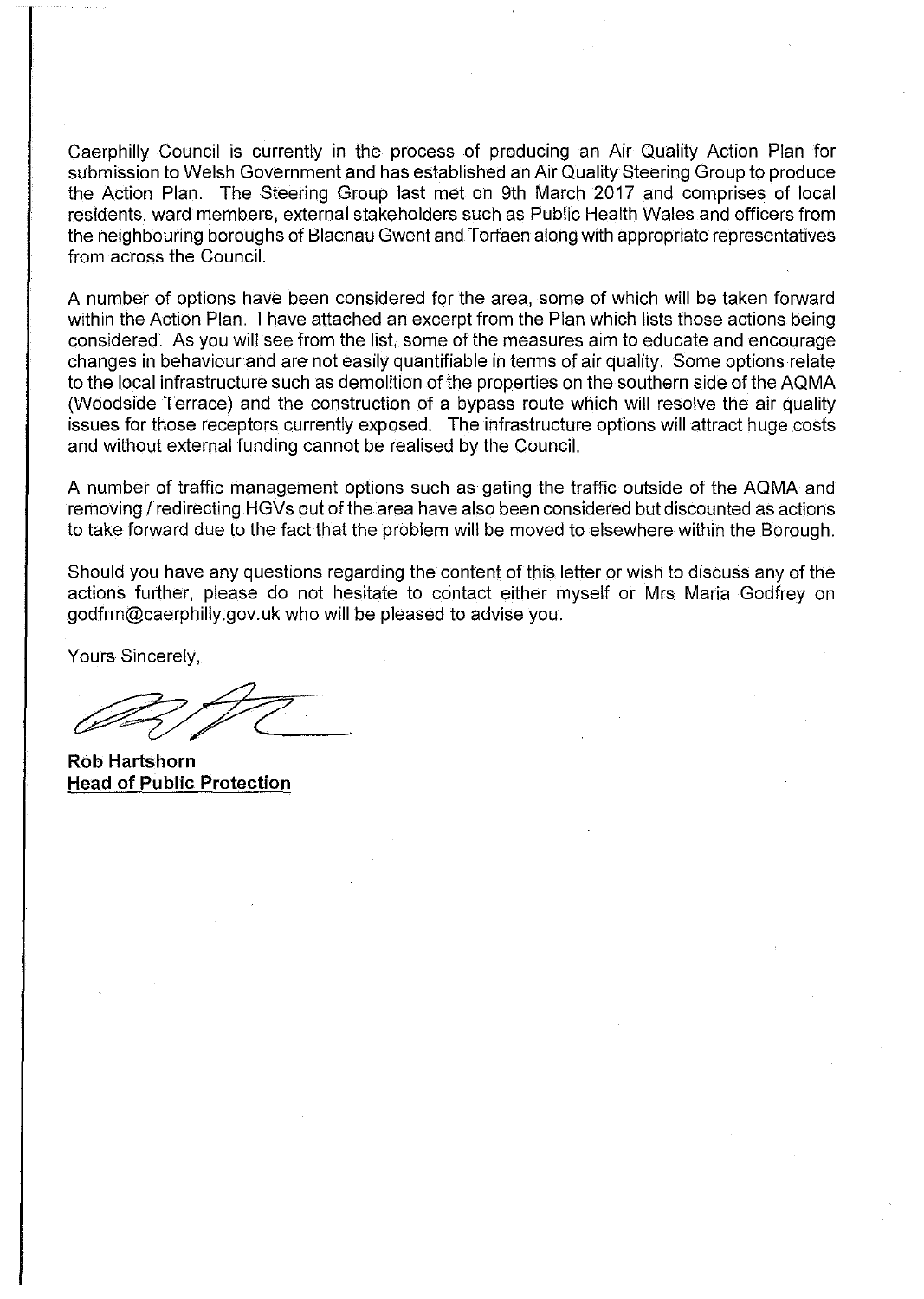Caerphilly Council is currently in the process of producing an Air Quality Action Plan for submission to Welsh Government and has established an Air Quality Steering Group to produce the Action Plan. The Steering Group last met on 9th March 2017 and comprises of local residents, ward members, external stakeholders such as Public Health Wales and officers from the neighbouring boroughs of Blaenau Gwent and Torfaen along with appropriate representatives from across the Council.

A number of options have been considered for the area, some of which will be taken forward within the Action Plan. I have attached an excerpt from the Plan which lists those actions being considered. As you will see from the list, some of the measures aim to educate and encourage changes in behaviour and are not easily quantifiable in terms of air quality. Some options relate to the local infrastructure such as demolition of the properties on the southern side of the AQMA (Woodside Terrace) and the construction of a bypass route which will resolve the air quality issues for those receptors currently exposed. The infrastructure options will attract huge costs and without external funding cannot be realised by the Council.

A number of traffic management options such as gating the traffic outside of the AQMA and removing / redirecting HGVs out of the area have also been considered but discounted as actions to take forward due to the fact that the problem will be moved to elsewhere within the Borough.

Should you have any questions regarding the content of this letter or wish to discuss any of the actions further, please do not hesitate to contact either myself or Mrs Maria Godfrey on godfrm@caerphilly.gov.uk who will be pleased to advise you.

Yours Sincerely,

**Rob Hartshorn**
**Head of Public Protection**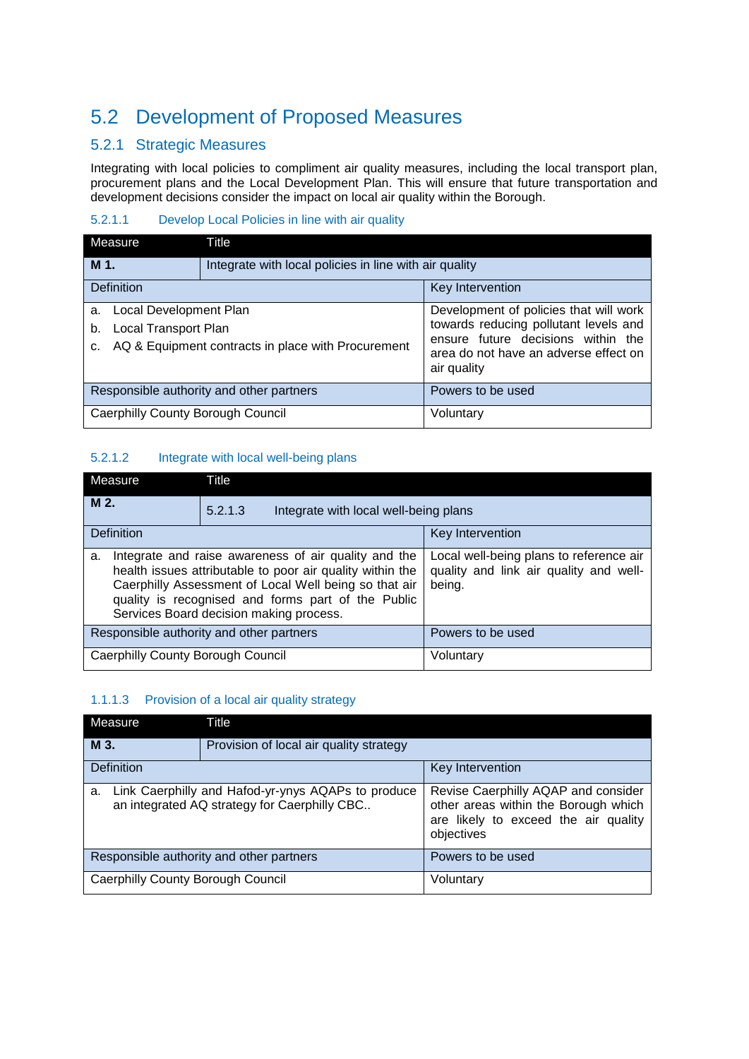## 5.2 Development of Proposed Measures

### 5.2.1 Strategic Measures

Integrating with local policies to compliment air quality measures, including the local transport plan, procurement plans and the Local Development Plan. This will ensure that future transportation and development decisions consider the impact on local air quality within the Borough.

#### 5.2.1.1 Develop Local Policies in line with air quality

| Measure | Title | |
|---|---|---|
| **M 1.** | Integrate with local policies in line with air quality | |
| Definition | | Key Intervention |
| a. Local Development Plan<br>b. Local Transport Plan<br>c. AQ & Equipment contracts in place with Procurement | | Development of policies that will work towards reducing pollutant levels and ensure future decisions within the area do not have an adverse effect on air quality |
| Responsible authority and other partners | | Powers to be used |
| Caerphilly County Borough Council | | Voluntary |

#### 5.2.1.2 Integrate with local well-being plans

| Measure | Title | |
|---|---|---|
| **M 2.** | 5.2.1.3 Integrate with local well-being plans | |
| Definition | | Key Intervention |
| a. Integrate and raise awareness of air quality and the health issues attributable to poor air quality within the Caerphilly Assessment of Local Well being so that air quality is recognised and forms part of the Public Services Board decision making process. | | Local well-being plans to reference air quality and link air quality and well-being. |
| Responsible authority and other partners | | Powers to be used |
| Caerphilly County Borough Council | | Voluntary |

#### 1.1.1.3 Provision of a local air quality strategy

| Measure | Title | |
|---|---|---|
| **M 3.** | Provision of local air quality strategy | |
| Definition | | Key Intervention |
| a. Link Caerphilly and Hafod-yr-ynys AQAPs to produce an integrated AQ strategy for Caerphilly CBC.. | | Revise Caerphilly AQAP and consider other areas within the Borough which are likely to exceed the air quality objectives |
| Responsible authority and other partners | | Powers to be used |
| Caerphilly County Borough Council | | Voluntary |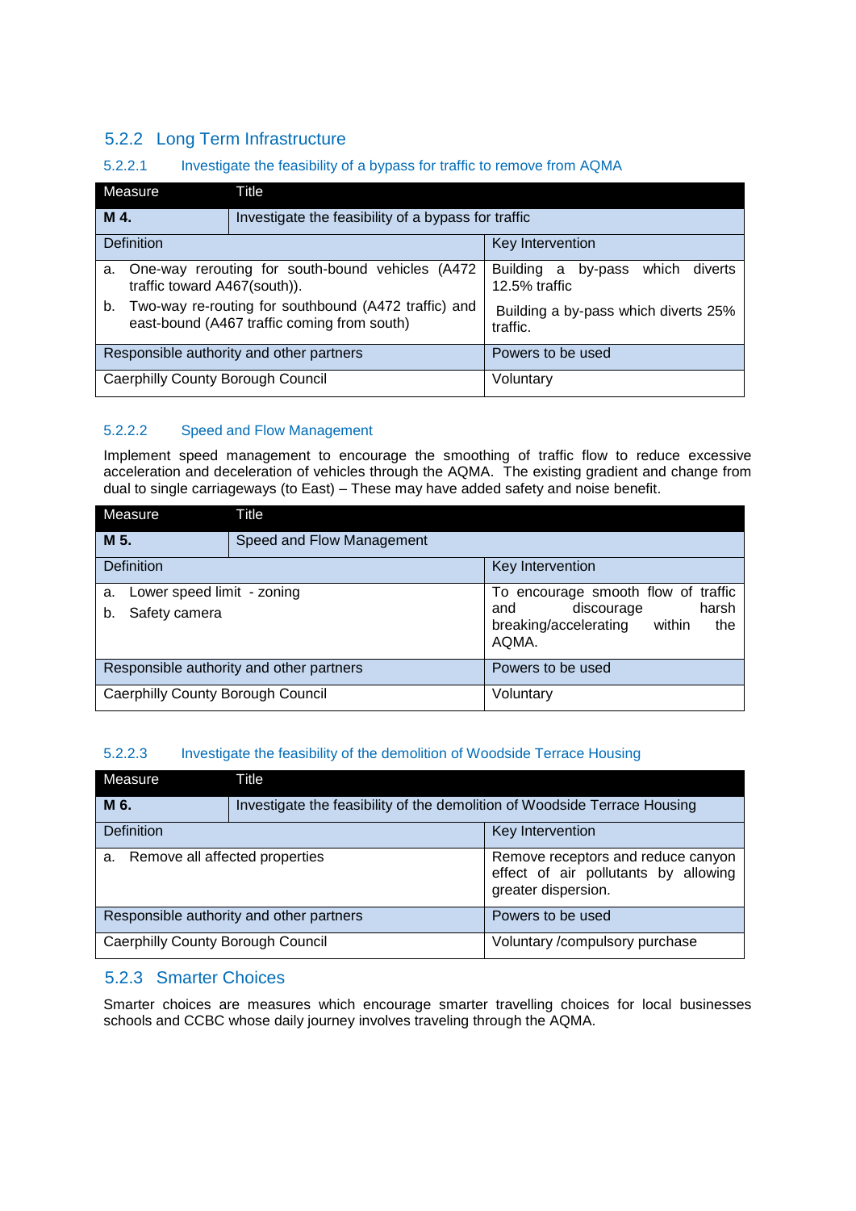### 5.2.2 Long Term Infrastructure

#### 5.2.2.1 Investigate the feasibility of a bypass for traffic to remove from AQMA

| Measure | Title | |
|---|---|---|
| **M 4.** | Investigate the feasibility of a bypass for traffic | |
| Definition | | Key Intervention |
| a. One-way rerouting for south-bound vehicles (A472 traffic toward A467(south)). | | Building a by-pass which diverts 12.5% traffic |
| b. Two-way re-routing for southbound (A472 traffic) and east-bound (A467 traffic coming from south) | | Building a by-pass which diverts 25% traffic. |
| Responsible authority and other partners | | Powers to be used |
| Caerphilly County Borough Council | | Voluntary |

#### 5.2.2.2 Speed and Flow Management

Implement speed management to encourage the smoothing of traffic flow to reduce excessive acceleration and deceleration of vehicles through the AQMA. The existing gradient and change from dual to single carriageways (to East) – These may have added safety and noise benefit.

| Measure | Title | |
|---|---|---|
| **M 5.** | Speed and Flow Management | |
| Definition | | Key Intervention |
| a. Lower speed limit - zoning<br>b. Safety camera | | To encourage smooth flow of traffic and discourage harsh breaking/accelerating within the AQMA. |
| Responsible authority and other partners | | Powers to be used |
| Caerphilly County Borough Council | | Voluntary |

#### 5.2.2.3 Investigate the feasibility of the demolition of Woodside Terrace Housing

| Measure | Title | |
|---|---|---|
| **M 6.** | Investigate the feasibility of the demolition of Woodside Terrace Housing | |
| Definition | | Key Intervention |
| a. Remove all affected properties | | Remove receptors and reduce canyon effect of air pollutants by allowing greater dispersion. |
| Responsible authority and other partners | | Powers to be used |
| Caerphilly County Borough Council | | Voluntary /compulsory purchase |

### 5.2.3 Smarter Choices

Smarter choices are measures which encourage smarter travelling choices for local businesses schools and CCBC whose daily journey involves traveling through the AQMA.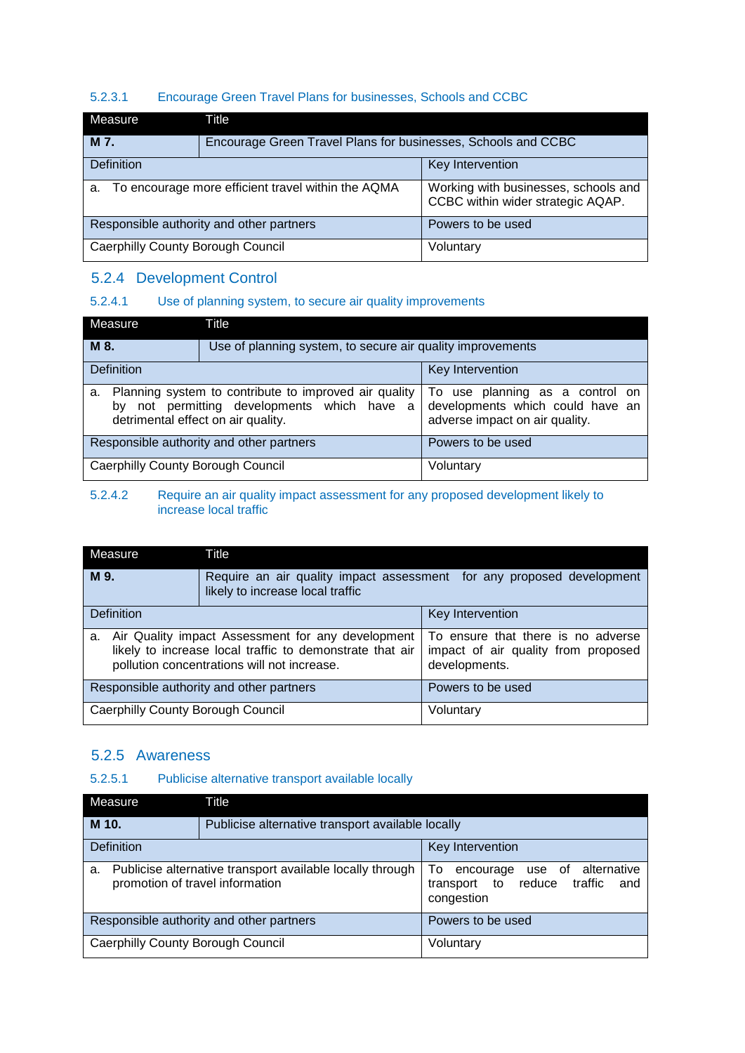#### 5.2.3.1 Encourage Green Travel Plans for businesses, Schools and CCBC

| Measure | Title |
|---|---|
| **M 7.** | Encourage Green Travel Plans for businesses, Schools and CCBC |
| Definition | Key Intervention |
| a. To encourage more efficient travel within the AQMA | Working with businesses, schools and CCBC within wider strategic AQAP. |
| Responsible authority and other partners | Powers to be used |
| Caerphilly County Borough Council | Voluntary |

### 5.2.4 Development Control

#### 5.2.4.1 Use of planning system, to secure air quality improvements

| Measure | Title |
|---|---|
| **M 8.** | Use of planning system, to secure air quality improvements |
| Definition | Key Intervention |
| a. Planning system to contribute to improved air quality by not permitting developments which have a detrimental effect on air quality. | To use planning as a control on developments which could have an adverse impact on air quality. |
| Responsible authority and other partners | Powers to be used |
| Caerphilly County Borough Council | Voluntary |

#### 5.2.4.2 Require an air quality impact assessment for any proposed development likely to increase local traffic

| Measure | Title |
|---|---|
| **M 9.** | Require an air quality impact assessment for any proposed development likely to increase local traffic |
| Definition | Key Intervention |
| a. Air Quality impact Assessment for any development likely to increase local traffic to demonstrate that air pollution concentrations will not increase. | To ensure that there is no adverse impact of air quality from proposed developments. |
| Responsible authority and other partners | Powers to be used |
| Caerphilly County Borough Council | Voluntary |

### 5.2.5 Awareness

#### 5.2.5.1 Publicise alternative transport available locally

| Measure | Title |
|---|---|
| **M 10.** | Publicise alternative transport available locally |
| Definition | Key Intervention |
| a. Publicise alternative transport available locally through promotion of travel information | To encourage use of alternative transport to reduce traffic and congestion |
| Responsible authority and other partners | Powers to be used |
| Caerphilly County Borough Council | Voluntary |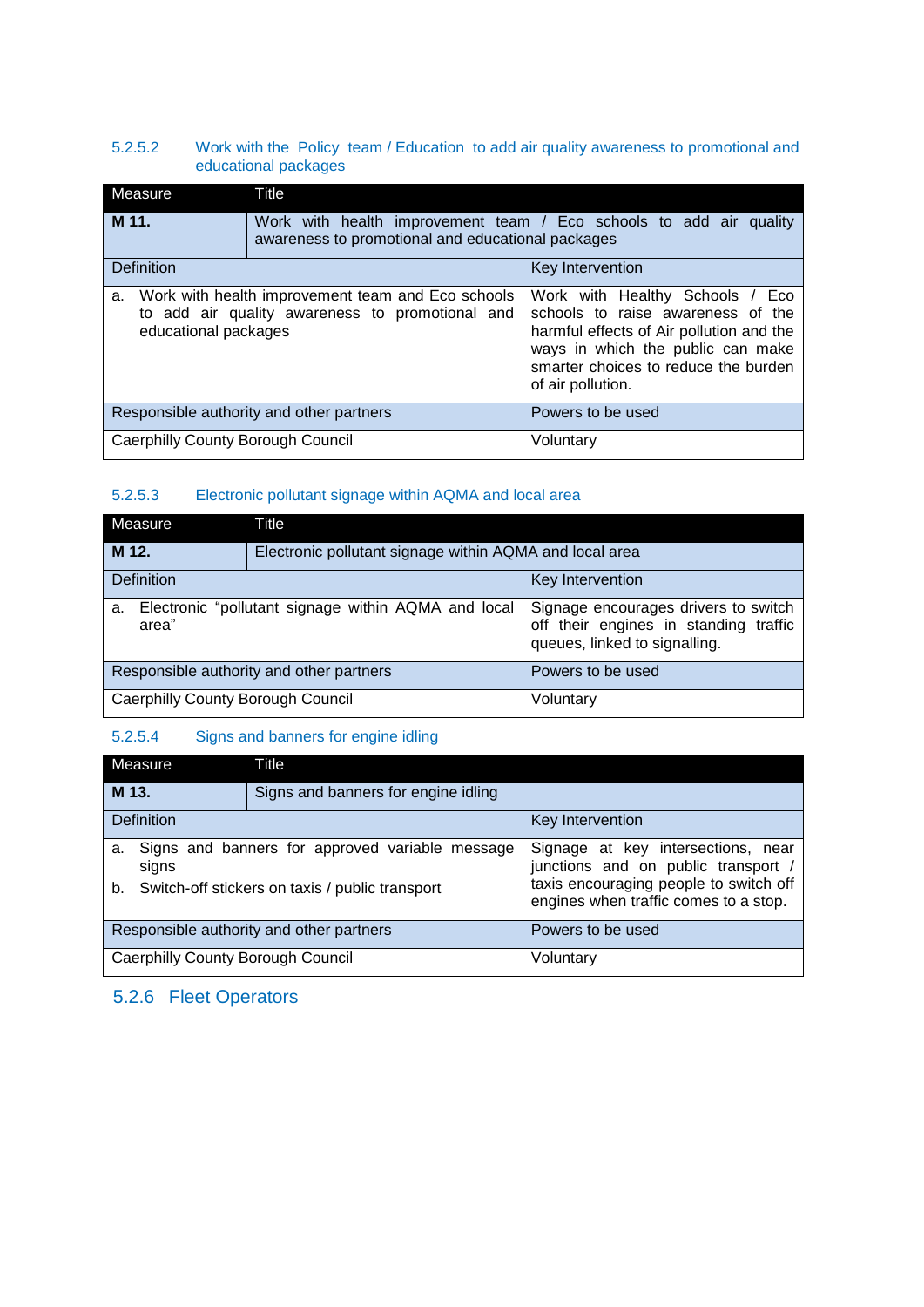#### 5.2.5.2 Work with the Policy team / Education to add air quality awareness to promotional and educational packages

| Measure | Title | |
|---|---|---|
| **M 11.** | Work with health improvement team / Eco schools to add air quality awareness to promotional and educational packages | |
| Definition | | Key Intervention |
| a. Work with health improvement team and Eco schools to add air quality awareness to promotional and educational packages | | Work with Healthy Schools / Eco schools to raise awareness of the harmful effects of Air pollution and the ways in which the public can make smarter choices to reduce the burden of air pollution. |
| Responsible authority and other partners | | Powers to be used |
| Caerphilly County Borough Council | | Voluntary |

#### 5.2.5.3 Electronic pollutant signage within AQMA and local area

| Measure | Title | |
|---|---|---|
| **M 12.** | Electronic pollutant signage within AQMA and local area | |
| Definition | | Key Intervention |
| a. Electronic "pollutant signage within AQMA and local area" | | Signage encourages drivers to switch off their engines in standing traffic queues, linked to signalling. |
| Responsible authority and other partners | | Powers to be used |
| Caerphilly County Borough Council | | Voluntary |

#### 5.2.5.4 Signs and banners for engine idling

| Measure | Title | |
|---|---|---|
| **M 13.** | Signs and banners for engine idling | |
| Definition | | Key Intervention |
| a. Signs and banners for approved variable message signs<br>b. Switch-off stickers on taxis / public transport | | Signage at key intersections, near junctions and on public transport / taxis encouraging people to switch off engines when traffic comes to a stop. |
| Responsible authority and other partners | | Powers to be used |
| Caerphilly County Borough Council | | Voluntary |

### 5.2.6 Fleet Operators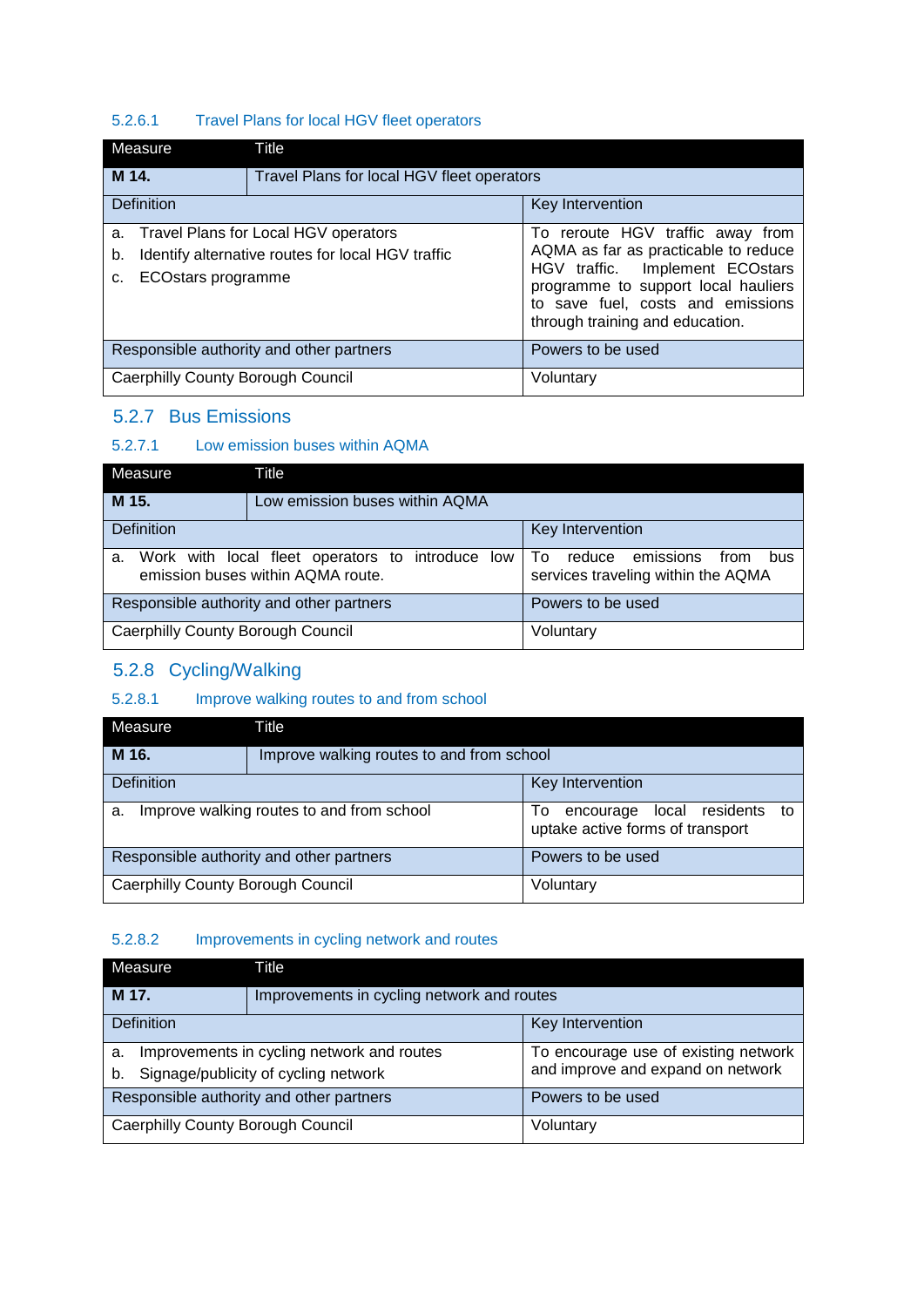#### 5.2.6.1 Travel Plans for local HGV fleet operators

| Measure | Title |
|---|---|
| **M 14.** | Travel Plans for local HGV fleet operators |
| Definition | Key Intervention |
| a. Travel Plans for Local HGV operators<br>b. Identify alternative routes for local HGV traffic<br>c. ECOstars programme | To reroute HGV traffic away from AQMA as far as practicable to reduce HGV traffic. Implement ECOstars programme to support local hauliers to save fuel, costs and emissions through training and education. |
| Responsible authority and other partners | Powers to be used |
| Caerphilly County Borough Council | Voluntary |

### 5.2.7 Bus Emissions

#### 5.2.7.1 Low emission buses within AQMA

| Measure | Title |
|---|---|
| **M 15.** | Low emission buses within AQMA |
| Definition | Key Intervention |
| a. Work with local fleet operators to introduce low emission buses within AQMA route. | To reduce emissions from bus services traveling within the AQMA |
| Responsible authority and other partners | Powers to be used |
| Caerphilly County Borough Council | Voluntary |

### 5.2.8 Cycling/Walking

#### 5.2.8.1 Improve walking routes to and from school

| Measure | Title |
|---|---|
| **M 16.** | Improve walking routes to and from school |
| Definition | Key Intervention |
| a. Improve walking routes to and from school | To encourage local residents to uptake active forms of transport |
| Responsible authority and other partners | Powers to be used |
| Caerphilly County Borough Council | Voluntary |

#### 5.2.8.2 Improvements in cycling network and routes

| Measure | Title |
|---|---|
| **M 17.** | Improvements in cycling network and routes |
| Definition | Key Intervention |
| a. Improvements in cycling network and routes<br>b. Signage/publicity of cycling network | To encourage use of existing network and improve and expand on network |
| Responsible authority and other partners | Powers to be used |
| Caerphilly County Borough Council | Voluntary |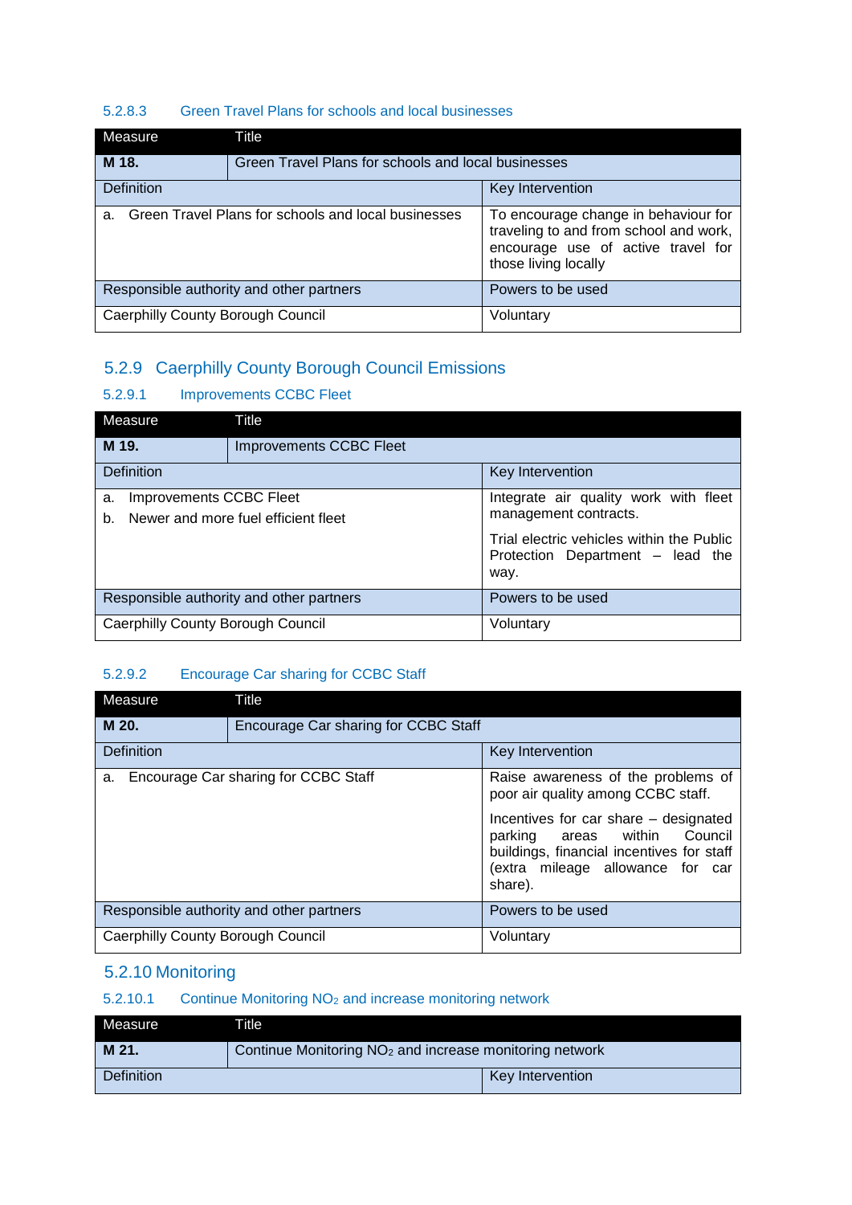#### 5.2.8.3 Green Travel Plans for schools and local businesses

| Measure | Title | |
|---|---|---|
| **M 18.** | Green Travel Plans for schools and local businesses | |
| Definition | | Key Intervention |
| a. Green Travel Plans for schools and local businesses | | To encourage change in behaviour for traveling to and from school and work, encourage use of active travel for those living locally |
| Responsible authority and other partners | | Powers to be used |
| Caerphilly County Borough Council | | Voluntary |

### 5.2.9 Caerphilly County Borough Council Emissions

#### 5.2.9.1 Improvements CCBC Fleet

| Measure | Title | |
|---|---|---|
| **M 19.** | Improvements CCBC Fleet | |
| Definition | | Key Intervention |
| a. Improvements CCBC Fleet<br>b. Newer and more fuel efficient fleet | | Integrate air quality work with fleet management contracts.<br>Trial electric vehicles within the Public Protection Department – lead the way. |
| Responsible authority and other partners | | Powers to be used |
| Caerphilly County Borough Council | | Voluntary |

#### 5.2.9.2 Encourage Car sharing for CCBC Staff

| Measure | Title | |
|---|---|---|
| **M 20.** | Encourage Car sharing for CCBC Staff | |
| Definition | | Key Intervention |
| a. Encourage Car sharing for CCBC Staff | | Raise awareness of the problems of poor air quality among CCBC staff.<br>Incentives for car share – designated parking areas within Council buildings, financial incentives for staff (extra mileage allowance for car share). |
| Responsible authority and other partners | | Powers to be used |
| Caerphilly County Borough Council | | Voluntary |

### 5.2.10 Monitoring

#### 5.2.10.1 Continue Monitoring $NO_2$ and increase monitoring network

| Measure | Title | |
|---|---|---|
| **M 21.** | Continue Monitoring $NO_2$ and increase monitoring network | |
| Definition | | Key Intervention |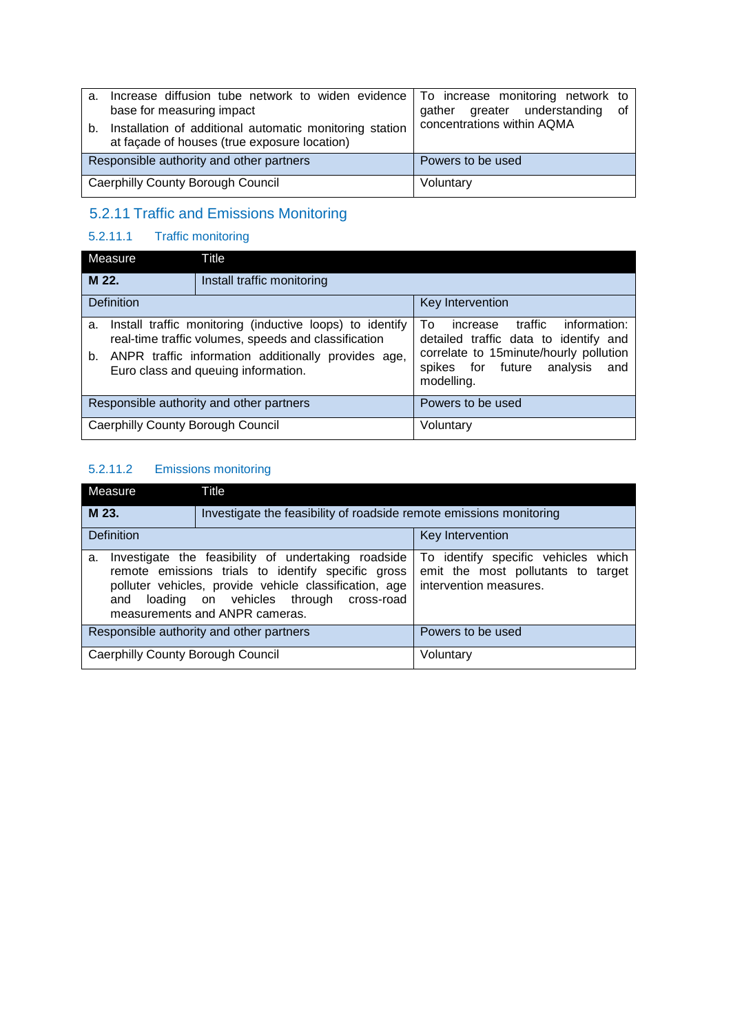| | |
|---|---|
| a. Increase diffusion tube network to widen evidence base for measuring impact<br>b. Installation of additional automatic monitoring station at façade of houses (true exposure location) | To increase monitoring network to gather greater understanding of concentrations within AQMA |
| Responsible authority and other partners | Powers to be used |
| Caerphilly County Borough Council | Voluntary |

## 5.2.11 Traffic and Emissions Monitoring

### 5.2.11.1 Traffic monitoring

| Measure | Title |
|---|---|
| **M 22.** | Install traffic monitoring |
| Definition | Key Intervention |
| a. Install traffic monitoring (inductive loops) to identify real-time traffic volumes, speeds and classification<br>b. ANPR traffic information additionally provides age, Euro class and queuing information. | To increase traffic information: detailed traffic data to identify and correlate to 15minute/hourly pollution spikes for future analysis and modelling. |
| Responsible authority and other partners | Powers to be used |
| Caerphilly County Borough Council | Voluntary |

### 5.2.11.2 Emissions monitoring

| Measure | Title |
|---|---|
| **M 23.** | Investigate the feasibility of roadside remote emissions monitoring |
| Definition | Key Intervention |
| a. Investigate the feasibility of undertaking roadside remote emissions trials to identify specific gross polluter vehicles, provide vehicle classification, age and loading on vehicles through cross-road measurements and ANPR cameras. | To identify specific vehicles which emit the most pollutants to target intervention measures. |
| Responsible authority and other partners | Powers to be used |
| Caerphilly County Borough Council | Voluntary |